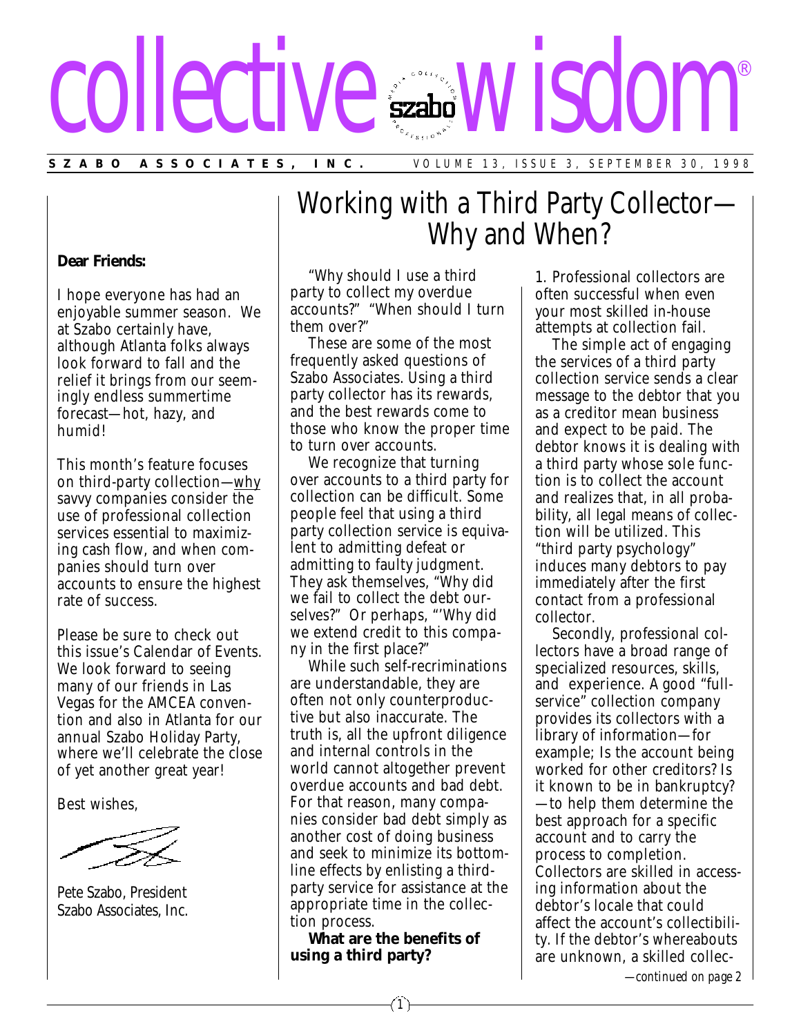# collective wisdom®

**SZABO ASSOCIATES, INC.** VOLUME 13, ISSUE 3, SEPTEMBER 30, 1998

**Dear Friends:**

I hope everyone has had an enjoyable summer season. We at Szabo certainly have, although Atlanta folks always look forward to fall and the relief it brings from our seemingly endless summertime forecast—hot, hazy, and humid!

This month's feature focuses on third-party collection—why savvy companies consider the use of professional collection services essential to maximizing cash flow, and when companies should turn over accounts to ensure the highest rate of success.

Please be sure to check out this issue's Calendar of Events. We look forward to seeing many of our friends in Las Vegas for the AMCEA convention and also in Atlanta for our annual Szabo Holiday Party, where we'll celebrate the close of yet another great year!

Best wishes,

Pete Szabo, President
Szabo Associates, Inc.

## Working with a Third Party Collector—Why and When?

"Why should I use a third party to collect my overdue accounts?" "When should I turn them over?"

These are some of the most frequently asked questions of Szabo Associates. Using a third party collector has its rewards, and the best rewards come to those who know the proper time to turn over accounts.

We recognize that turning over accounts to a third party for collection can be difficult. Some people feel that using a third party collection service is equivalent to admitting defeat or admitting to faulty judgment. They ask themselves, "Why did we fail to collect the debt ourselves?" Or perhaps, "'Why did we extend credit to this company in the first place?"

While such self-recriminations are understandable, they are often not only counterproductive but also inaccurate. The truth is, all the upfront diligence and internal controls in the world cannot altogether prevent overdue accounts and bad debt. For that reason, many companies consider bad debt simply as another cost of doing business and seek to minimize its bottom-line effects by enlisting a third-party service for assistance at the appropriate time in the collection process.

**What are the benefits of using a third party?**

1. Professional collectors are often successful when even your most skilled in-house attempts at collection fail.

The simple act of engaging the services of a third party collection service sends a clear message to the debtor that you as a creditor mean business and expect to be paid. The debtor knows it is dealing with a third party whose sole function is to collect the account and realizes that, in all probability, all legal means of collection will be utilized. This "third party psychology" induces many debtors to pay immediately after the first contact from a professional collector.

Secondly, professional collectors have a broad range of specialized resources, skills, and experience. A good "full-service" collection company provides its collectors with a library of information—for example; Is the account being worked for other creditors? Is it known to be in bankruptcy? —to help them determine the best approach for a specific account and to carry the process to completion. Collectors are skilled in accessing information about the debtor's locale that could affect the account's collectibility. If the debtor's whereabouts are unknown, a skilled collec-

*—continued on page 2*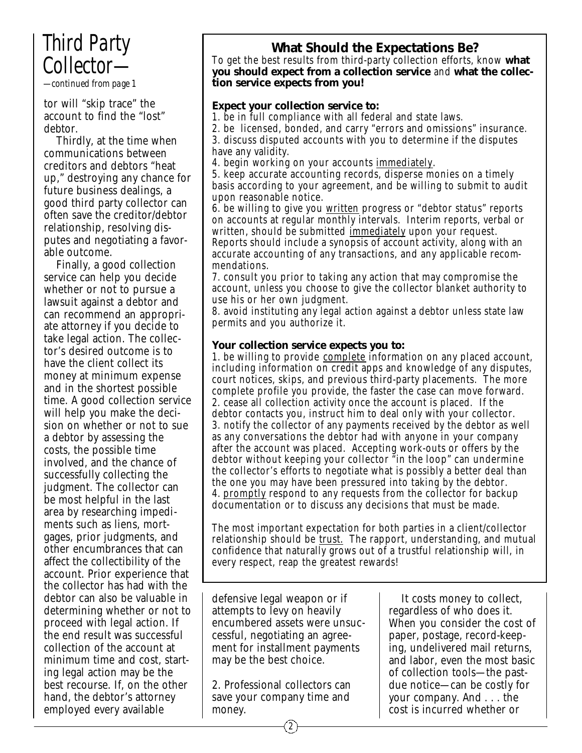# Third Party Collector—

*—continued from page 1*

tor will "skip trace" the account to find the "lost" debtor.

Thirdly, at the time when communications between creditors and debtors "heat up," destroying any chance for future business dealings, a good third party collector can often save the creditor/debtor relationship, resolving disputes and negotiating a favorable outcome.

Finally, a good collection service can help you decide whether or not to pursue a lawsuit against a debtor and can recommend an appropriate attorney if you decide to take legal action. The collector's desired outcome is to have the client collect its money at minimum expense and in the shortest possible time. A good collection service will help you make the decision on whether or not to sue a debtor by assessing the costs, the possible time involved, and the chance of successfully collecting the judgment. The collector can be most helpful in the last area by researching impediments such as liens, mortgages, prior judgments, and other encumbrances that can affect the collectibility of the account. Prior experience that the collector has had with the debtor can also be valuable in determining whether or not to proceed with legal action. If the end result was successful collection of the account at minimum time and cost, starting legal action may be the best recourse. If, on the other hand, the debtor's attorney employed every available defensive legal weapon or if attempts to levy on heavily encumbered assets were unsuccessful, negotiating an agreement for installment payments may be the best choice.

2. Professional collectors can save your company time and money.

It costs money to collect, regardless of who does it. When you consider the cost of paper, postage, record-keeping, undelivered mail returns, and labor, even the most basic of collection tools—the past-due notice—can be costly for your company. And . . . the cost is incurred whether or

## What Should the Expectations Be?

To get the best results from third-party collection efforts, know **what you should expect from a collection service** and **what the collection service expects from you!**

**Expect your collection service to:**

1. be in full compliance with all federal and state laws.
2. be licensed, bonded, and carry "errors and omissions" insurance.
3. discuss disputed accounts with you to determine if the disputes have any validity.
4. begin working on your accounts <u>immediately</u>.
5. keep accurate accounting records, disperse monies on a timely basis according to your agreement, and be willing to submit to audit upon reasonable notice.
6. be willing to give you <u>written</u> progress or "debtor status" reports on accounts at regular monthly intervals. Interim reports, verbal or written, should be submitted <u>immediately</u> upon your request. Reports should include a synopsis of account activity, along with an accurate accounting of any transactions, and any applicable recommendations.
7. consult you prior to taking any action that may compromise the account, unless you choose to give the collector blanket authority to use his or her own judgment.
8. avoid instituting any legal action against a debtor unless state law permits and you authorize it.

**Your collection service expects you to:**

1. be willing to provide <u>complete</u> information on any placed account, including information on credit apps and knowledge of any disputes, court notices, skips, and previous third-party placements. The more complete profile you provide, the faster the case can move forward.
2. cease all collection activity once the account is placed. If the debtor contacts you, instruct him to deal only with your collector.
3. notify the collector of any payments received by the debtor as well as any conversations the debtor had with anyone in your company after the account was placed. Accepting work-outs or offers by the debtor without keeping your collector "in the loop" can undermine the collector's efforts to negotiate what is possibly a better deal than the one you may have been pressured into taking by the debtor.
4. <u>promptly</u> respond to any requests from the collector for backup documentation or to discuss any decisions that must be made.

The most important expectation for both parties in a client/collector relationship should be <u>trust.</u> The rapport, understanding, and mutual confidence that naturally grows out of a trustful relationship will, in every respect, reap the greatest rewards!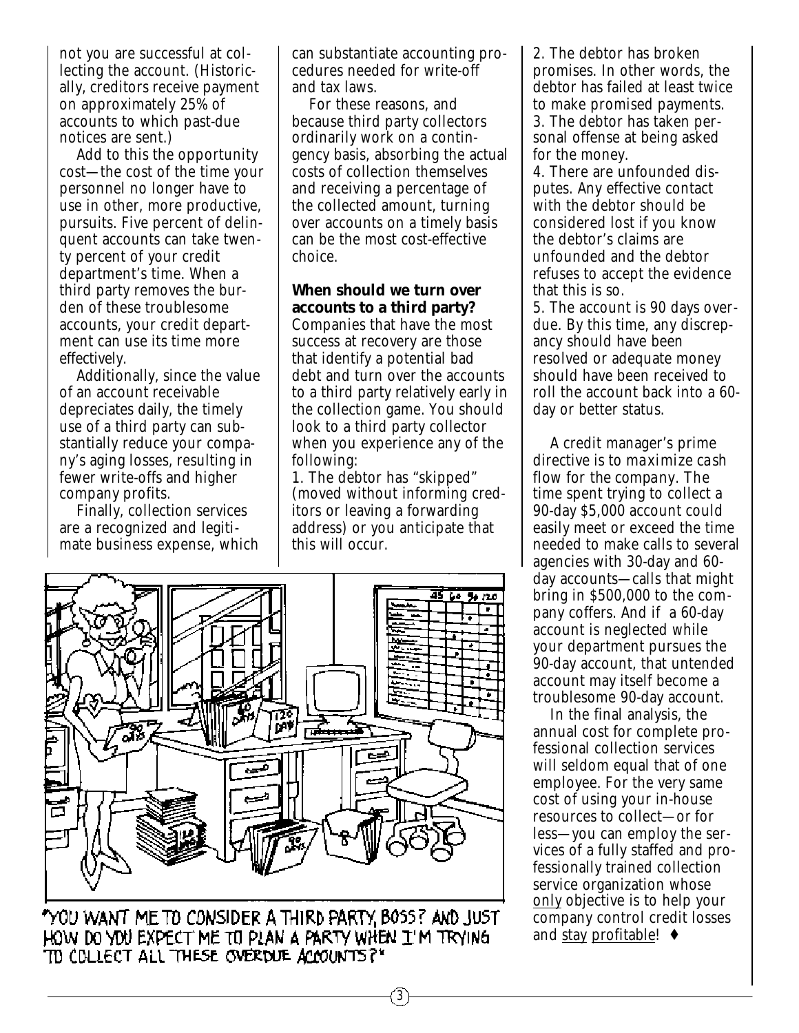not you are successful at collecting the account. (Historically, creditors receive payment on approximately 25% of accounts to which past-due notices are sent.)

Add to this the opportunity cost—the cost of the time your personnel no longer have to use in other, more productive, pursuits. Five percent of delinquent accounts can take twenty percent of your credit department's time. When a third party removes the burden of these troublesome accounts, your credit department can use its time more effectively.

Additionally, since the value of an account receivable depreciates daily, the timely use of a third party can substantially reduce your company's aging losses, resulting in fewer write-offs and higher company profits.

Finally, collection services are a recognized and legitimate business expense, which can substantiate accounting procedures needed for write-off and tax laws.

For these reasons, and because third party collectors ordinarily work on a contingency basis, absorbing the actual costs of collection themselves and receiving a percentage of the collected amount, turning over accounts on a timely basis can be the most cost-effective choice.

**When should we turn over accounts to a third party?**
Companies that have the most success at recovery are those that identify a potential bad debt and turn over the accounts to a third party relatively early in the collection game. You should look to a third party collector when you experience any of the following:

1. The debtor has "skipped" (moved without informing creditors or leaving a forwarding address) or you anticipate that this will occur.
2. The debtor has broken promises. In other words, the debtor has failed at least twice to make promised payments.
3. The debtor has taken personal offense at being asked for the money.
4. There are unfounded disputes. Any effective contact with the debtor should be considered lost if you know the debtor's claims are unfounded and the debtor refuses to accept the evidence that this is so.
5. The account is 90 days overdue. By this time, any discrepancy should have been resolved or adequate money should have been received to roll the account back into a 60-day or better status.

"YOU WANT ME TO CONSIDER A THIRD PARTY, BOSS? AND JUST HOW DO YOU EXPECT ME TO PLAN A PARTY WHEN I'M TRYING TO COLLECT ALL THESE OVERDUE ACCOUNTS?"

A credit manager's prime directive is to *maximize cash flow for the company*. The time spent trying to collect a 90-day $5,000 account could easily meet or exceed the time needed to make calls to several agencies with 30-day and 60-day accounts—calls that might bring in $500,000 to the company coffers. And if a 60-day account is neglected while your department pursues the 90-day account, that untended account may itself become a troublesome 90-day account.

In the final analysis, the annual cost for complete professional collection services will seldom equal that of one employee. For the very same cost of using your in-house resources to collect—or for less—you can employ the services of a fully staffed and professionally trained collection service organization whose <u>only</u> objective is to help your company control credit losses and <u>stay</u> <u>profitable</u>! ♦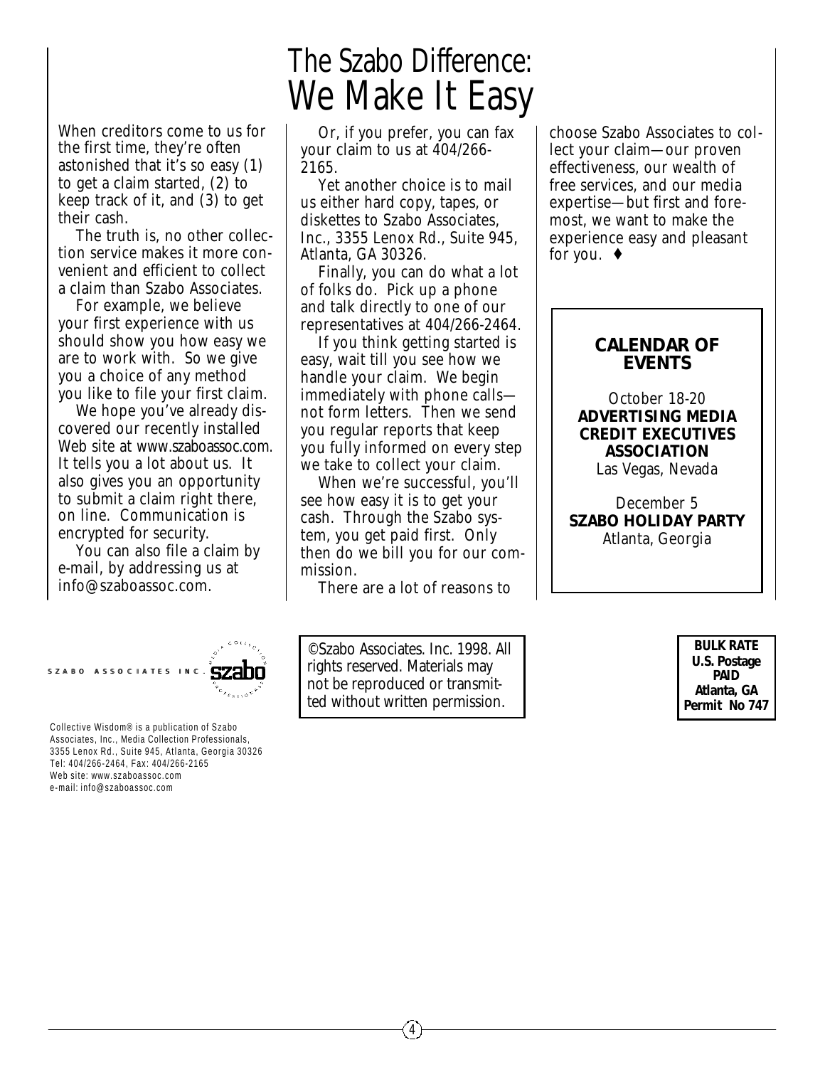# The Szabo Difference: We Make It Easy

When creditors come to us for the first time, they're often astonished that it's so easy (1) to get a claim started, (2) to keep track of it, and (3) to get their cash.

The truth is, no other collection service makes it more convenient and efficient to collect a claim than Szabo Associates.

For example, we believe your first experience with us should show you how easy we are to work with. So we give you a choice of any method you like to file your first claim.

We hope you've already discovered our recently installed Web site at www.szaboassoc.com. It tells you a lot about us. It also gives you an opportunity to submit a claim right there, on line. Communication is encrypted for security.

You can also file a claim by e-mail, by addressing us at info@szaboassoc.com.

Or, if you prefer, you can fax your claim to us at 404/266-2165.

Yet another choice is to mail us either hard copy, tapes, or diskettes to Szabo Associates, Inc., 3355 Lenox Rd., Suite 945, Atlanta, GA 30326.

Finally, you can do what a lot of folks do. Pick up a phone and talk directly to one of our representatives at 404/266-2464.

If you think getting started is easy, wait till you see how we handle your claim. We begin immediately with phone calls—not form letters. Then we send you regular reports that keep you fully informed on every step we take to collect your claim.

When we're successful, you'll see how easy it is to get your cash. Through the Szabo system, you get paid first. Only then do we bill you for our commission.

There are a lot of reasons to choose Szabo Associates to collect your claim—our proven effectiveness, our wealth of free services, and our media expertise—but first and foremost, we want to make the experience easy and pleasant for you. ♦

**CALENDAR OF EVENTS**

October 18-20
**ADVERTISING MEDIA CREDIT EXECUTIVES ASSOCIATION**
Las Vegas, Nevada

December 5
**SZABO HOLIDAY PARTY**
Atlanta, Georgia

SZABO ASSOCIATES INC. szabo MEDIA COLLECTION PROFESSIONALS

Collective Wisdom® is a publication of Szabo Associates, Inc., Media Collection Professionals, 3355 Lenox Rd., Suite 945, Atlanta, Georgia 30326
Tel: 404/266-2464, Fax: 404/266-2165
Web site: www.szaboassoc.com
e-mail: info@szaboassoc.com

©Szabo Associates. Inc. 1998. All rights reserved. Materials may not be reproduced or transmitted without written permission.

**BULK RATE**
**U.S. Postage**
**PAID**
**Atlanta, GA**
**Permit No 747**